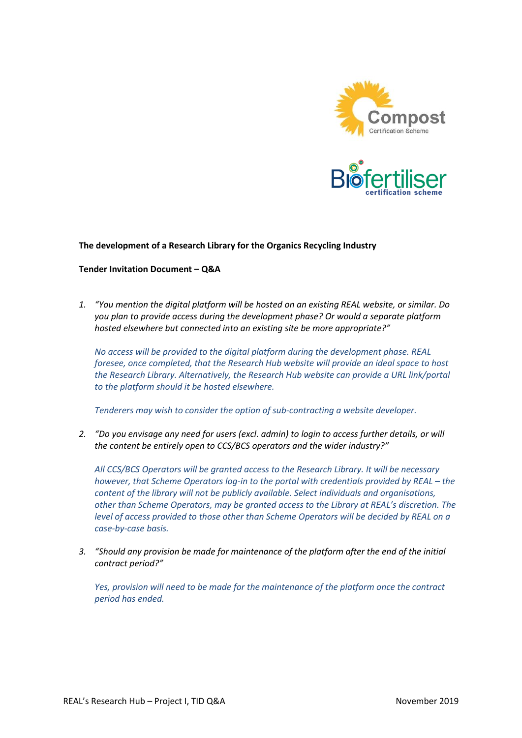**The development of a Research Library for the Organics Recycling Industry**

**Tender Invitation Document – Q&A**

1. *"You mention the digital platform will be hosted on an existing REAL website, or similar. Do you plan to provide access during the development phase? Or would a separate platform hosted elsewhere but connected into an existing site be more appropriate?"*

   *No access will be provided to the digital platform during the development phase. REAL foresee, once completed, that the Research Hub website will provide an ideal space to host the Research Library. Alternatively, the Research Hub website can provide a URL link/portal to the platform should it be hosted elsewhere.*

   *Tenderers may wish to consider the option of sub-contracting a website developer.*

2. *"Do you envisage any need for users (excl. admin) to login to access further details, or will the content be entirely open to CCS/BCS operators and the wider industry?"*

   *All CCS/BCS Operators will be granted access to the Research Library. It will be necessary however, that Scheme Operators log-in to the portal with credentials provided by REAL – the content of the library will not be publicly available. Select individuals and organisations, other than Scheme Operators, may be granted access to the Library at REAL's discretion. The level of access provided to those other than Scheme Operators will be decided by REAL on a case-by-case basis.*

3. *"Should any provision be made for maintenance of the platform after the end of the initial contract period?"*

   *Yes, provision will need to be made for the maintenance of the platform once the contract period has ended.*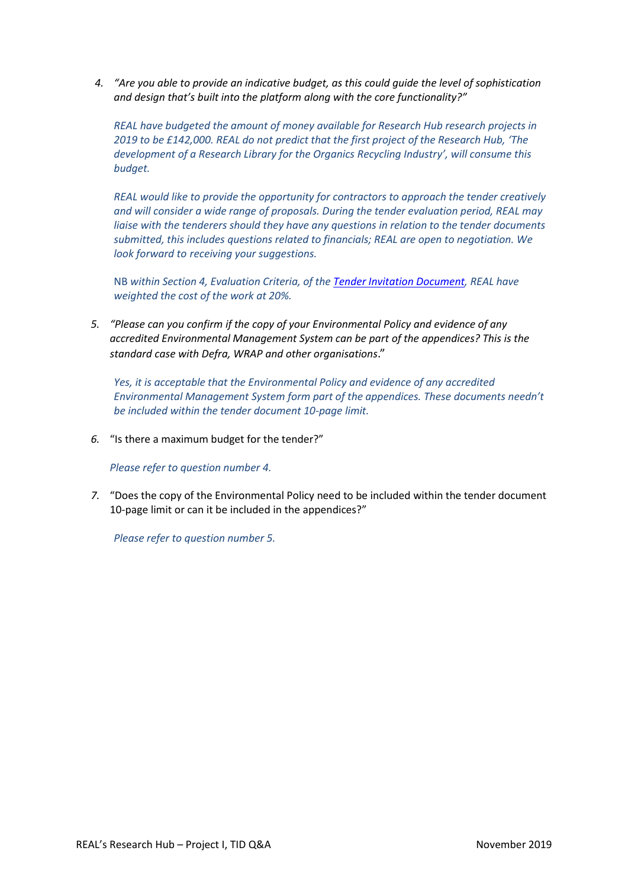4. *"Are you able to provide an indicative budget, as this could guide the level of sophistication and design that's built into the platform along with the core functionality?"*

   *REAL have budgeted the amount of money available for Research Hub research projects in 2019 to be £142,000. REAL do not predict that the first project of the Research Hub, 'The development of a Research Library for the Organics Recycling Industry', will consume this budget.*

   *REAL would like to provide the opportunity for contractors to approach the tender creatively and will consider a wide range of proposals. During the tender evaluation period, REAL may liaise with the tenderers should they have any questions in relation to the tender documents submitted, this includes questions related to financials; REAL are open to negotiation. We look forward to receiving your suggestions.*

   NB *within Section 4, Evaluation Criteria, of the [Tender Invitation Document](), REAL have weighted the cost of the work at 20%.*

5. *"Please can you confirm if the copy of your Environmental Policy and evidence of any accredited Environmental Management System can be part of the appendices? This is the standard case with Defra, WRAP and other organisations*."

   *Yes, it is acceptable that the Environmental Policy and evidence of any accredited Environmental Management System form part of the appendices. These documents needn't be included within the tender document 10-page limit.*

6. "Is there a maximum budget for the tender?"

   *Please refer to question number 4.*

7. "Does the copy of the Environmental Policy need to be included within the tender document 10-page limit or can it be included in the appendices?"

   *Please refer to question number 5.*